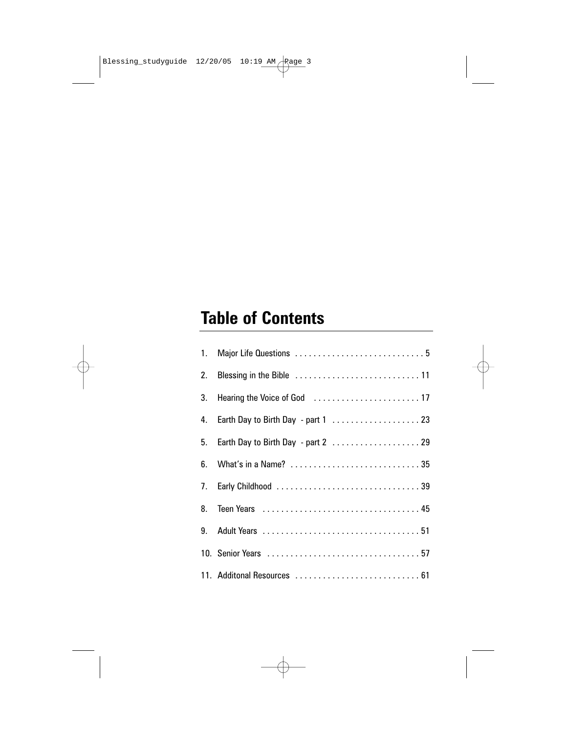# Table of Contents

1. Major Life Questions . . . . . . . . . . . . . . . . . . . . . . . . . . . . 5
2. Blessing in the Bible . . . . . . . . . . . . . . . . . . . . . . . . . . . 11
3. Hearing the Voice of God . . . . . . . . . . . . . . . . . . . . . . . 17
4. Earth Day to Birth Day - part 1 . . . . . . . . . . . . . . . . . . . 23
5. Earth Day to Birth Day - part 2 . . . . . . . . . . . . . . . . . . . 29
6. What's in a Name? . . . . . . . . . . . . . . . . . . . . . . . . . . . . 35
7. Early Childhood . . . . . . . . . . . . . . . . . . . . . . . . . . . . . . . 39
8. Teen Years . . . . . . . . . . . . . . . . . . . . . . . . . . . . . . . . . . 45
9. Adult Years . . . . . . . . . . . . . . . . . . . . . . . . . . . . . . . . . . 51
10. Senior Years . . . . . . . . . . . . . . . . . . . . . . . . . . . . . . . . . 57
11. Additonal Resources . . . . . . . . . . . . . . . . . . . . . . . . . . . 61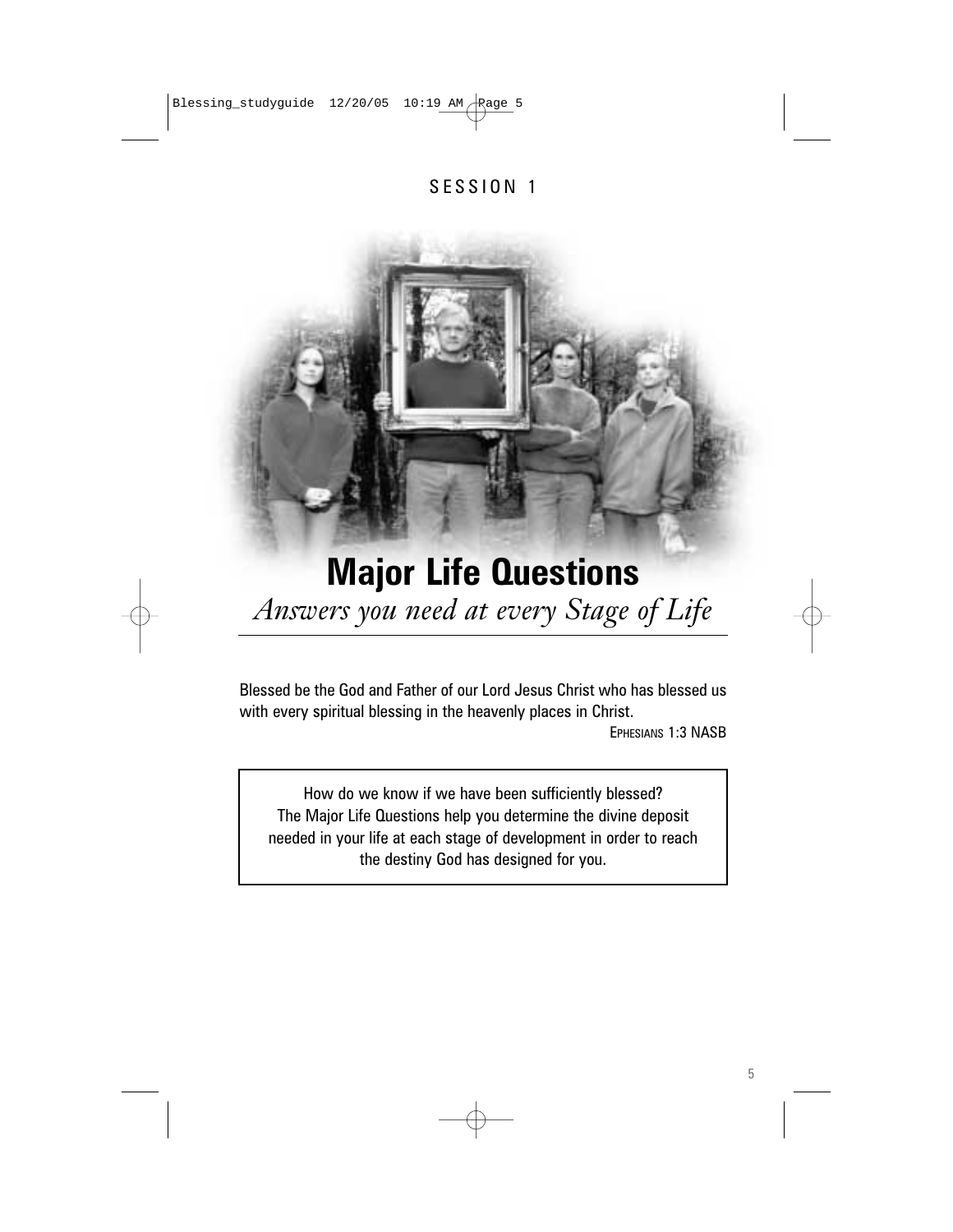SESSION 1

# Major Life Questions

*Answers you need at every Stage of Life*

Blessed be the God and Father of our Lord Jesus Christ who has blessed us with every spiritual blessing in the heavenly places in Christ.

EPHESIANS 1:3 NASB

How do we know if we have been sufficiently blessed? The Major Life Questions help you determine the divine deposit needed in your life at each stage of development in order to reach the destiny God has designed for you.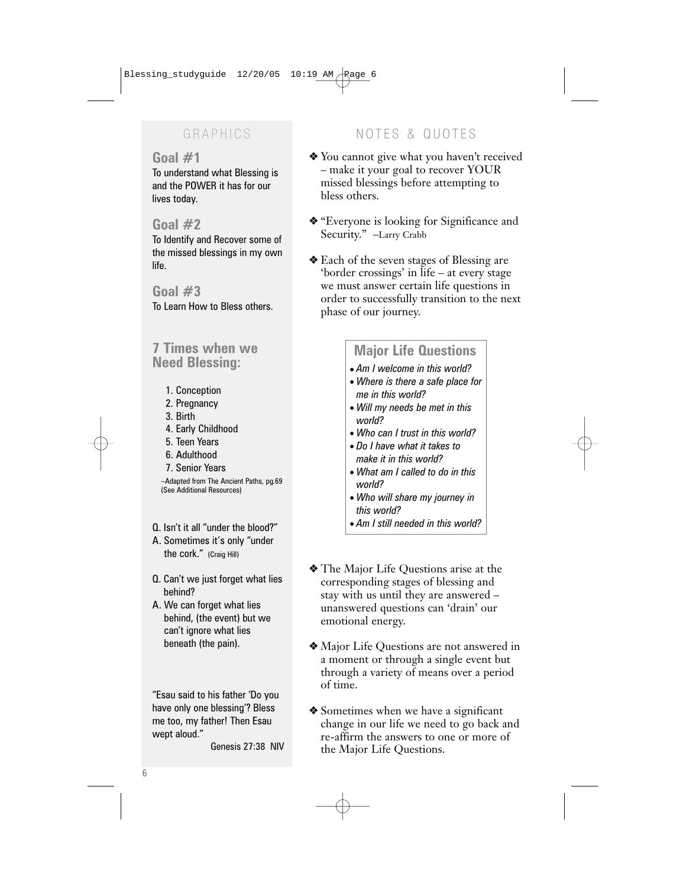## GRAPHICS

### Goal #1

To understand what Blessing is and the POWER it has for our lives today.

### Goal #2

To Identify and Recover some of the missed blessings in my own life.

### Goal #3

To Learn How to Bless others.

### 7 Times when we Need Blessing:

1. Conception
2. Pregnancy
3. Birth
4. Early Childhood
5. Teen Years
6. Adulthood
7. Senior Years

–Adapted from The Ancient Paths, pg.69 (See Additional Resources)

Q. Isn't it all "under the blood?"
A. Sometimes it's only "under the cork." (Craig Hill)

Q. Can't we just forget what lies behind?
A. We can forget what lies behind, (the event) but we can't ignore what lies beneath (the pain).

"Esau said to his father 'Do you have only one blessing'? Bless me too, my father! Then Esau wept aloud."

Genesis 27:38 NIV

## NOTES & QUOTES

❖ You cannot give what you haven't received – make it your goal to recover YOUR missed blessings before attempting to bless others.

❖ "Everyone is looking for Significance and Security." –Larry Crabb

❖ Each of the seven stages of Blessing are 'border crossings' in life – at every stage we must answer certain life questions in order to successfully transition to the next phase of our journey.

### Major Life Questions

- *Am I welcome in this world?*
- *Where is there a safe place for me in this world?*
- *Will my needs be met in this world?*
- *Who can I trust in this world?*
- *Do I have what it takes to make it in this world?*
- *What am I called to do in this world?*
- *Who will share my journey in this world?*
- *Am I still needed in this world?*

❖ The Major Life Questions arise at the corresponding stages of blessing and stay with us until they are answered – unanswered questions can 'drain' our emotional energy.

❖ Major Life Questions are not answered in a moment or through a single event but through a variety of means over a period of time.

❖ Sometimes when we have a significant change in our life we need to go back and re-affirm the answers to one or more of the Major Life Questions.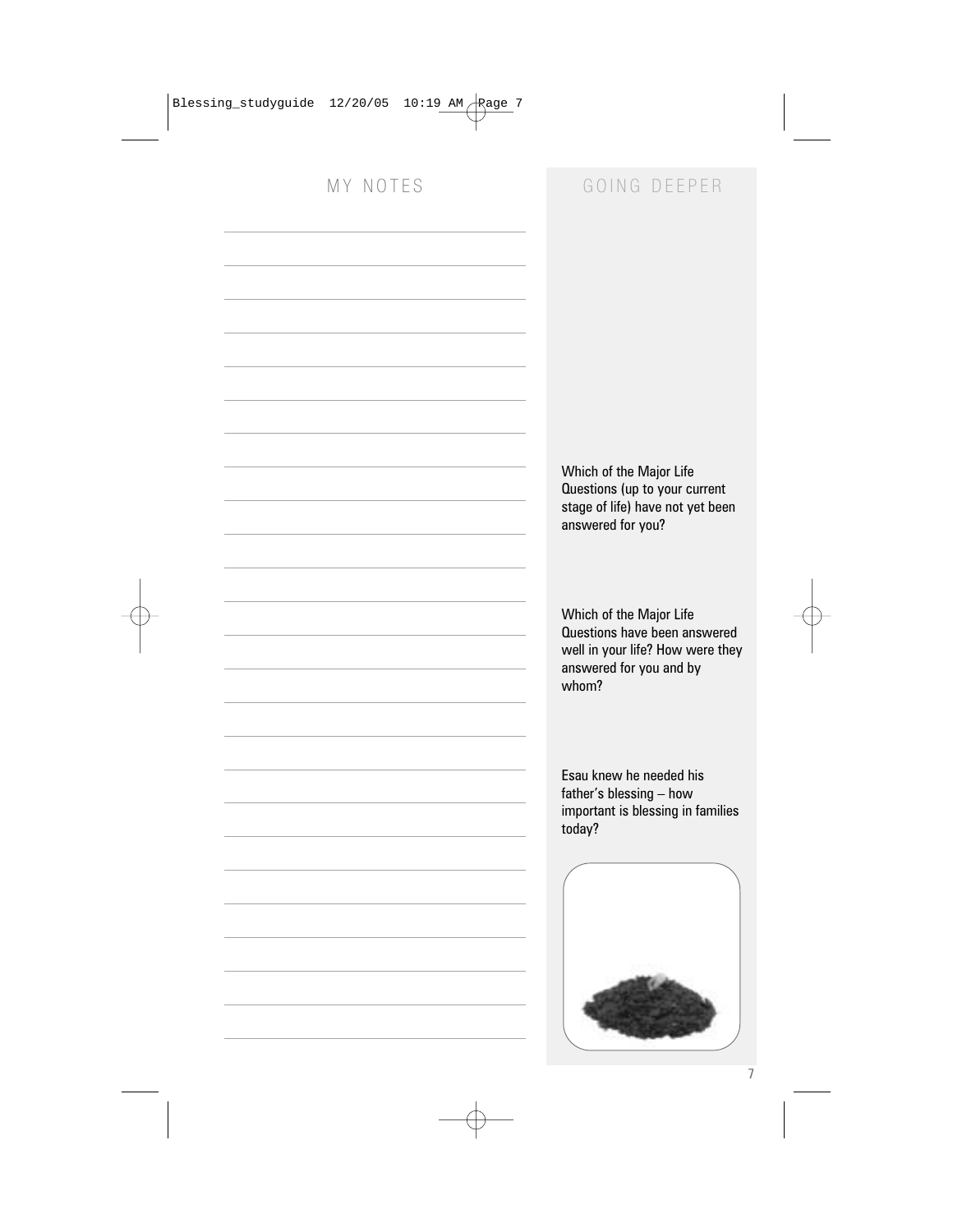## MY NOTES

## GOING DEEPER

Which of the Major Life Questions (up to your current stage of life) have not yet been answered for you?

Which of the Major Life Questions have been answered well in your life? How were they answered for you and by whom?

Esau knew he needed his father's blessing – how important is blessing in families today?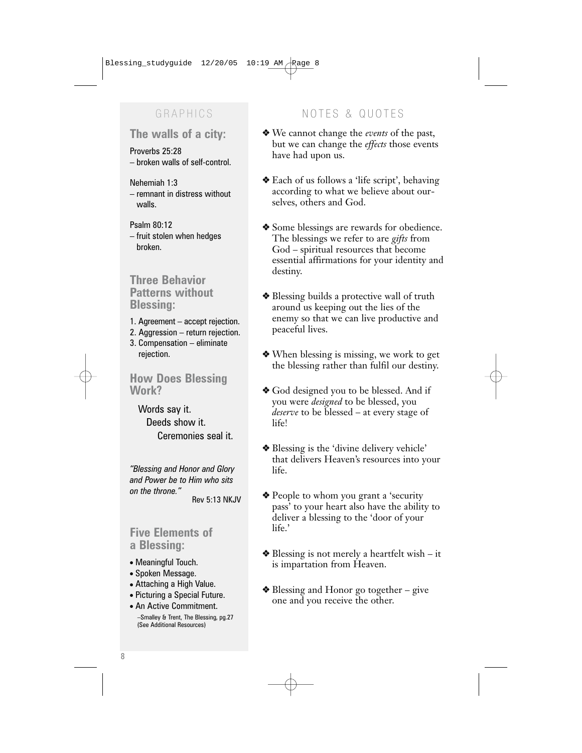## GRAPHICS

### The walls of a city:

Proverbs 25:28
– broken walls of self-control.

Nehemiah 1:3
– remnant in distress without walls.

Psalm 80:12
– fruit stolen when hedges broken.

### Three Behavior Patterns without Blessing:

1. Agreement – accept rejection.
2. Aggression – return rejection.
3. Compensation – eliminate rejection.

### How Does Blessing Work?

Words say it.
Deeds show it.
Ceremonies seal it.

*"Blessing and Honor and Glory and Power be to Him who sits on the throne."*
Rev 5:13 NKJV

### Five Elements of a Blessing:

- Meaningful Touch.
- Spoken Message.
- Attaching a High Value.
- Picturing a Special Future.
- An Active Commitment.

–Smalley & Trent, The Blessing, pg.27 (See Additional Resources)

## NOTES & QUOTES

- We cannot change the *events* of the past, but we can change the *effects* those events have had upon us.
- Each of us follows a 'life script', behaving according to what we believe about ourselves, others and God.
- Some blessings are rewards for obedience. The blessings we refer to are *gifts* from God – spiritual resources that become essential affirmations for your identity and destiny.
- Blessing builds a protective wall of truth around us keeping out the lies of the enemy so that we can live productive and peaceful lives.
- When blessing is missing, we work to get the blessing rather than fulfil our destiny.
- God designed you to be blessed. And if you were *designed* to be blessed, you *deserve* to be blessed – at every stage of life!
- Blessing is the 'divine delivery vehicle' that delivers Heaven's resources into your life.
- People to whom you grant a 'security pass' to your heart also have the ability to deliver a blessing to the 'door of your life.'
- Blessing is not merely a heartfelt wish – it is impartation from Heaven.
- Blessing and Honor go together – give one and you receive the other.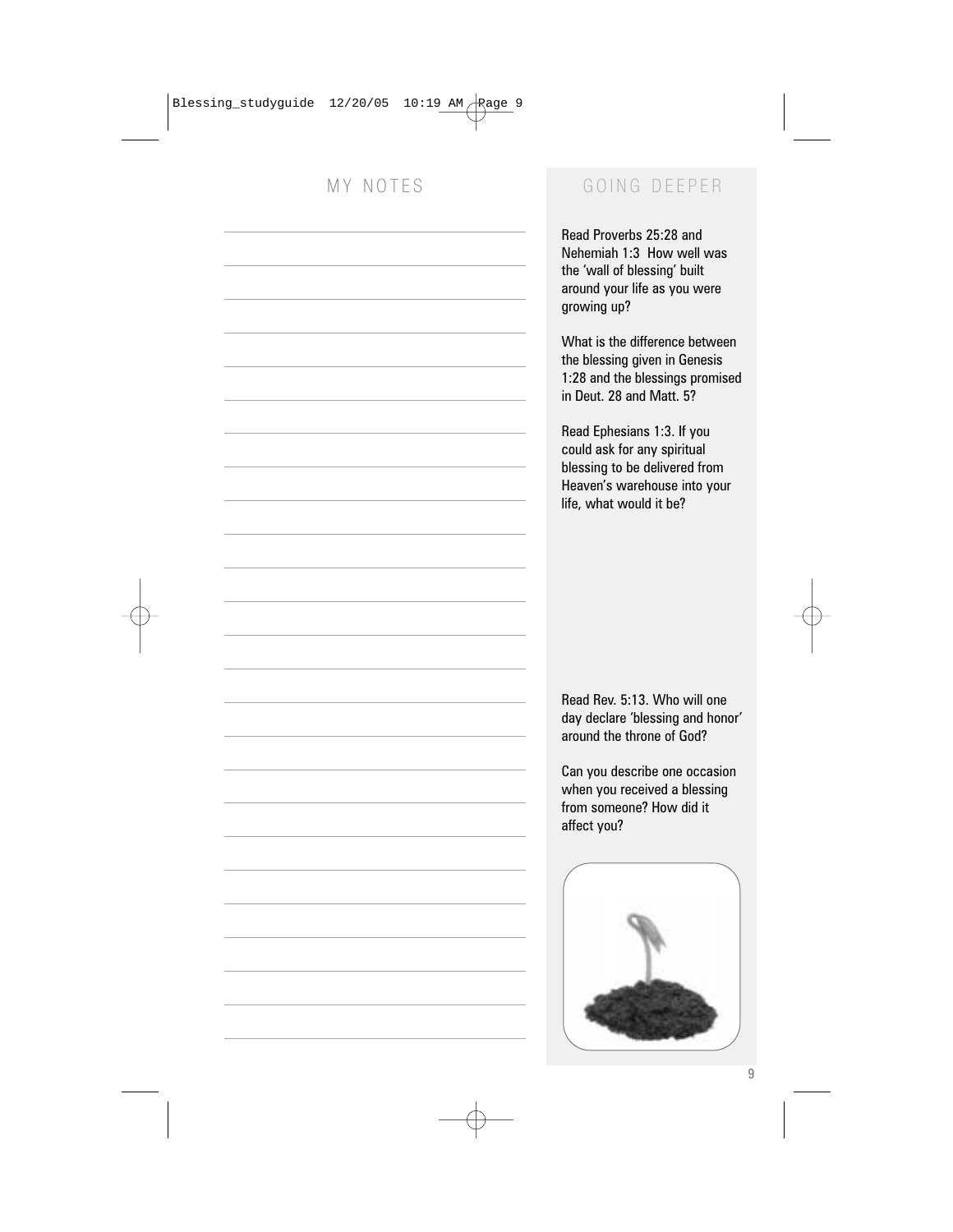## MY NOTES

## GOING DEEPER

Read Proverbs 25:28 and Nehemiah 1:3 How well was the 'wall of blessing' built around your life as you were growing up?

What is the difference between the blessing given in Genesis 1:28 and the blessings promised in Deut. 28 and Matt. 5?

Read Ephesians 1:3. If you could ask for any spiritual blessing to be delivered from Heaven's warehouse into your life, what would it be?

Read Rev. 5:13. Who will one day declare 'blessing and honor' around the throne of God?

Can you describe one occasion when you received a blessing from someone? How did it affect you?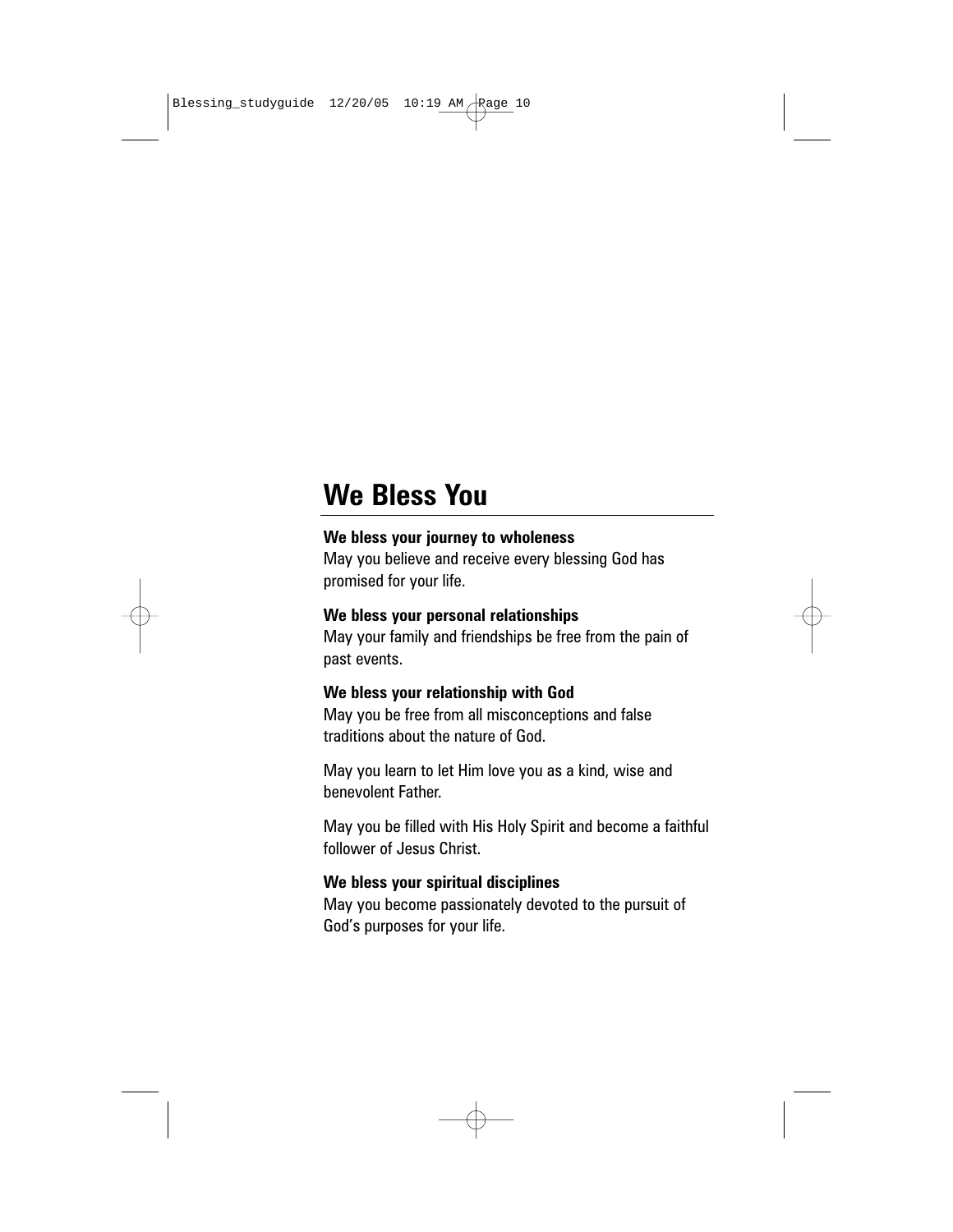## We Bless You

**We bless your journey to wholeness**

May you believe and receive every blessing God has promised for your life.

**We bless your personal relationships**

May your family and friendships be free from the pain of past events.

**We bless your relationship with God**

May you be free from all misconceptions and false traditions about the nature of God.

May you learn to let Him love you as a kind, wise and benevolent Father.

May you be filled with His Holy Spirit and become a faithful follower of Jesus Christ.

**We bless your spiritual disciplines**

May you become passionately devoted to the pursuit of God's purposes for your life.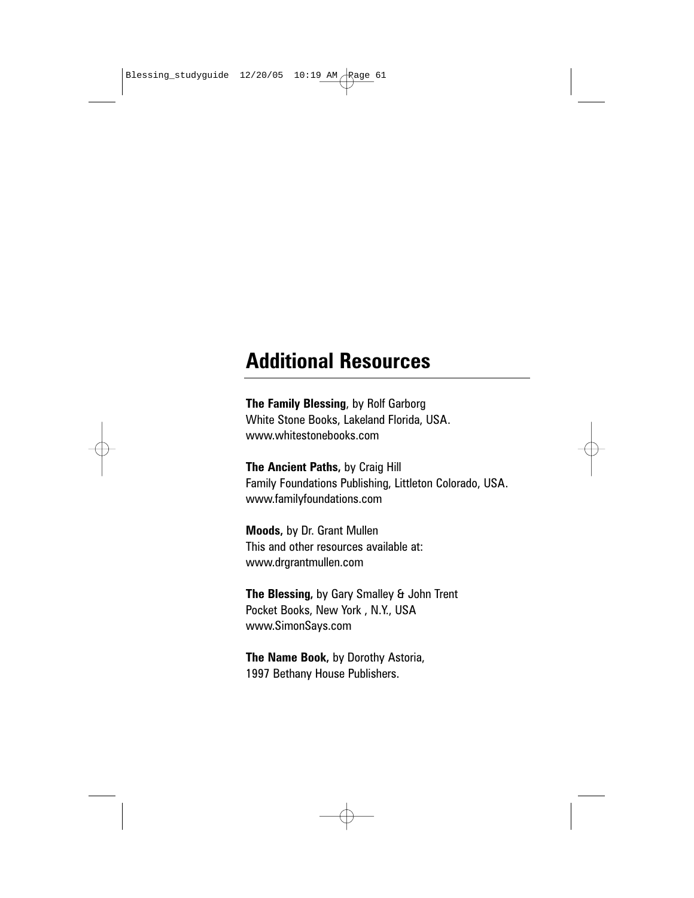## Additional Resources

**The Family Blessing**, by Rolf Garborg
White Stone Books, Lakeland Florida, USA.
www.whitestonebooks.com

**The Ancient Paths,** by Craig Hill
Family Foundations Publishing, Littleton Colorado, USA.
www.familyfoundations.com

**Moods,** by Dr. Grant Mullen
This and other resources available at:
www.drgrantmullen.com

**The Blessing,** by Gary Smalley & John Trent
Pocket Books, New York , N.Y., USA
www.SimonSays.com

**The Name Book,** by Dorothy Astoria,
1997 Bethany House Publishers.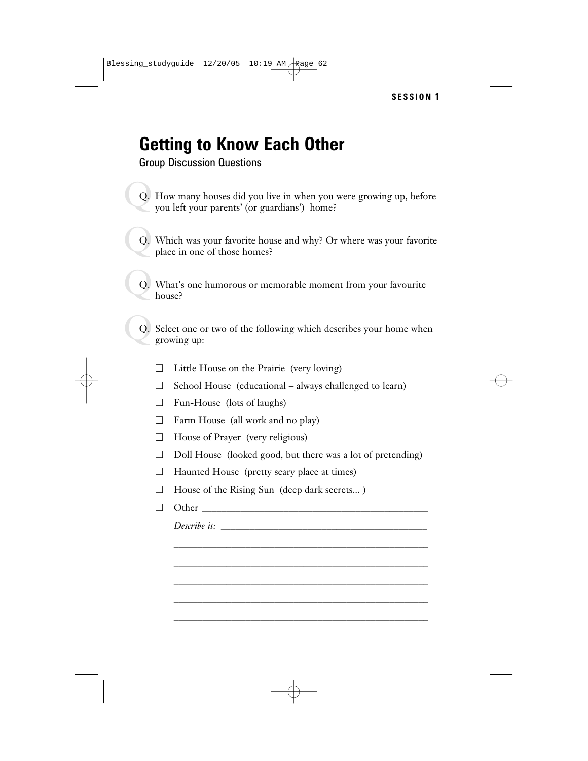# Getting to Know Each Other

## Group Discussion Questions

Q. How many houses did you live in when you were growing up, before you left your parents' (or guardians') home?

Q. Which was your favorite house and why? Or where was your favorite place in one of those homes?

Q. What's one humorous or memorable moment from your favourite house?

Q. Select one or two of the following which describes your home when growing up:

- ❑ Little House on the Prairie (very loving)
- ❑ School House (educational – always challenged to learn)
- ❑ Fun-House (lots of laughs)
- ❑ Farm House (all work and no play)
- ❑ House of Prayer (very religious)
- ❑ Doll House (looked good, but there was a lot of pretending)
- ❑ Haunted House (pretty scary place at times)
- ❑ House of the Rising Sun (deep dark secrets… )
- ❑ Other ___________________________________________

  *Describe it:* ______________________________________

  ________________________________________________

  ________________________________________________

  ________________________________________________

  ________________________________________________

  ________________________________________________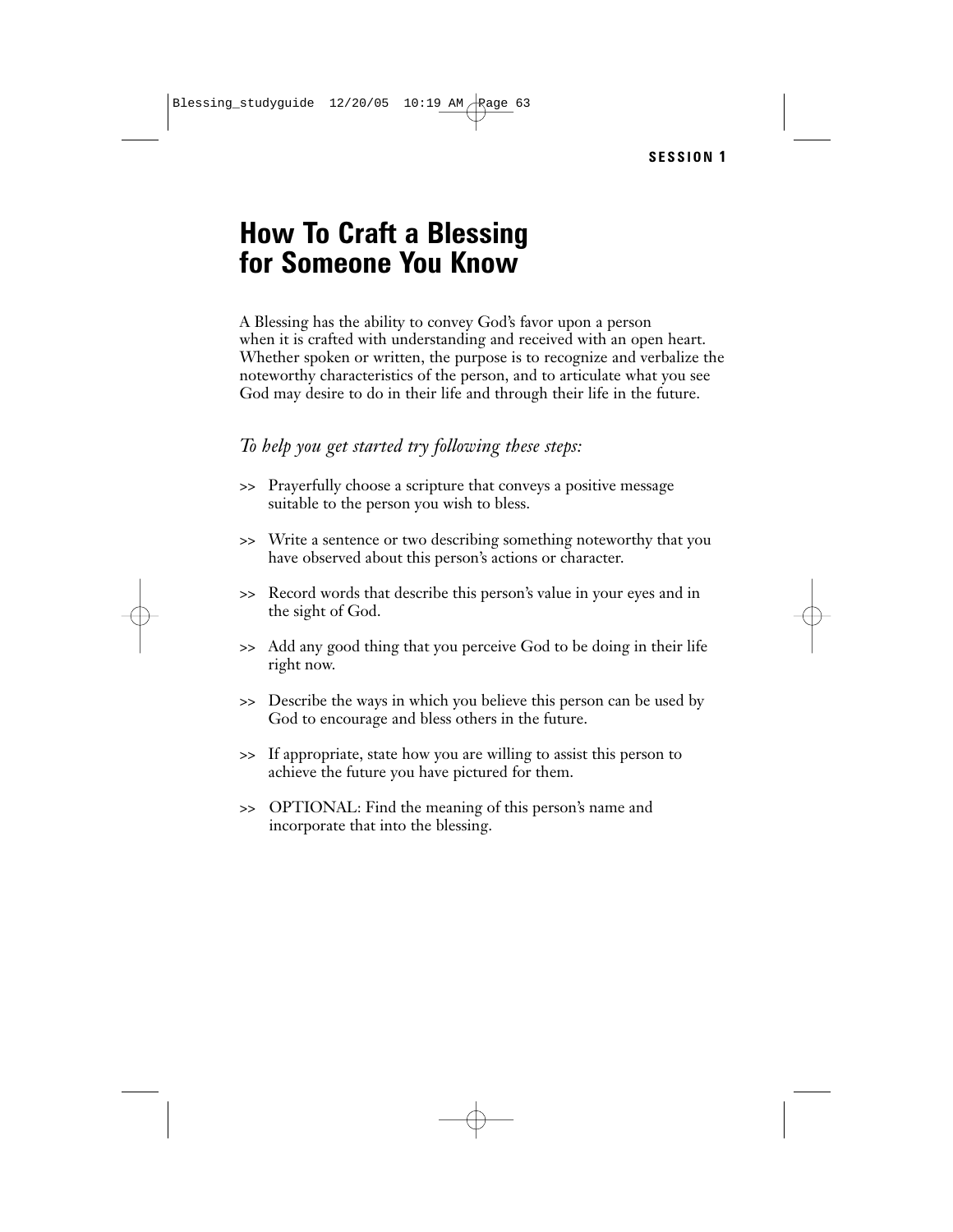# How To Craft a Blessing for Someone You Know

A Blessing has the ability to convey God's favor upon a person when it is crafted with understanding and received with an open heart. Whether spoken or written, the purpose is to recognize and verbalize the noteworthy characteristics of the person, and to articulate what you see God may desire to do in their life and through their life in the future.

*To help you get started try following these steps:*

- >> Prayerfully choose a scripture that conveys a positive message suitable to the person you wish to bless.
- >> Write a sentence or two describing something noteworthy that you have observed about this person's actions or character.
- >> Record words that describe this person's value in your eyes and in the sight of God.
- >> Add any good thing that you perceive God to be doing in their life right now.
- >> Describe the ways in which you believe this person can be used by God to encourage and bless others in the future.
- >> If appropriate, state how you are willing to assist this person to achieve the future you have pictured for them.
- >> OPTIONAL: Find the meaning of this person's name and incorporate that into the blessing.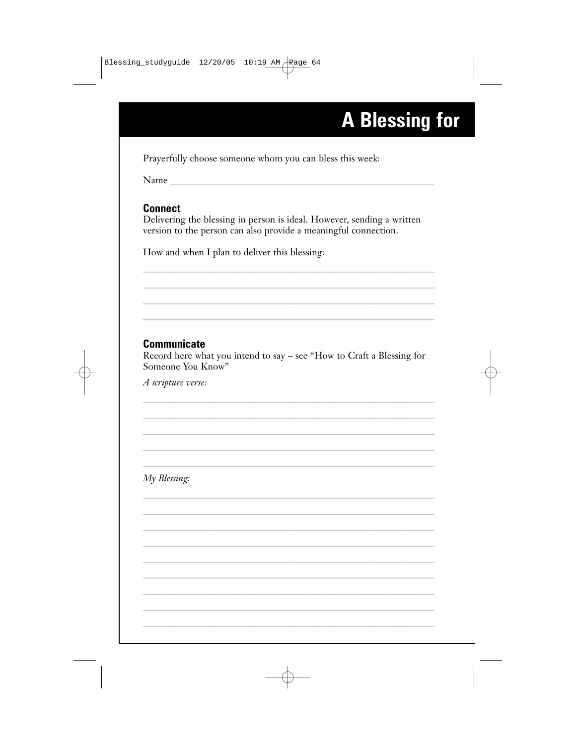# A Blessing for

Prayerfully choose someone whom you can bless this week:

Name ____________________________________________

## Connect

Delivering the blessing in person is ideal. However, sending a written version to the person can also provide a meaningful connection.

How and when I plan to deliver this blessing:

_______________________________________________

_______________________________________________

_______________________________________________

_______________________________________________

## Communicate

Record here what you intend to say – see "How to Craft a Blessing for Someone You Know"

*A scripture verse:*

_______________________________________________

_______________________________________________

_______________________________________________

_______________________________________________

_______________________________________________

*My Blessing:*

_______________________________________________

_______________________________________________

_______________________________________________

_______________________________________________

_______________________________________________

_______________________________________________

_______________________________________________

_______________________________________________

_______________________________________________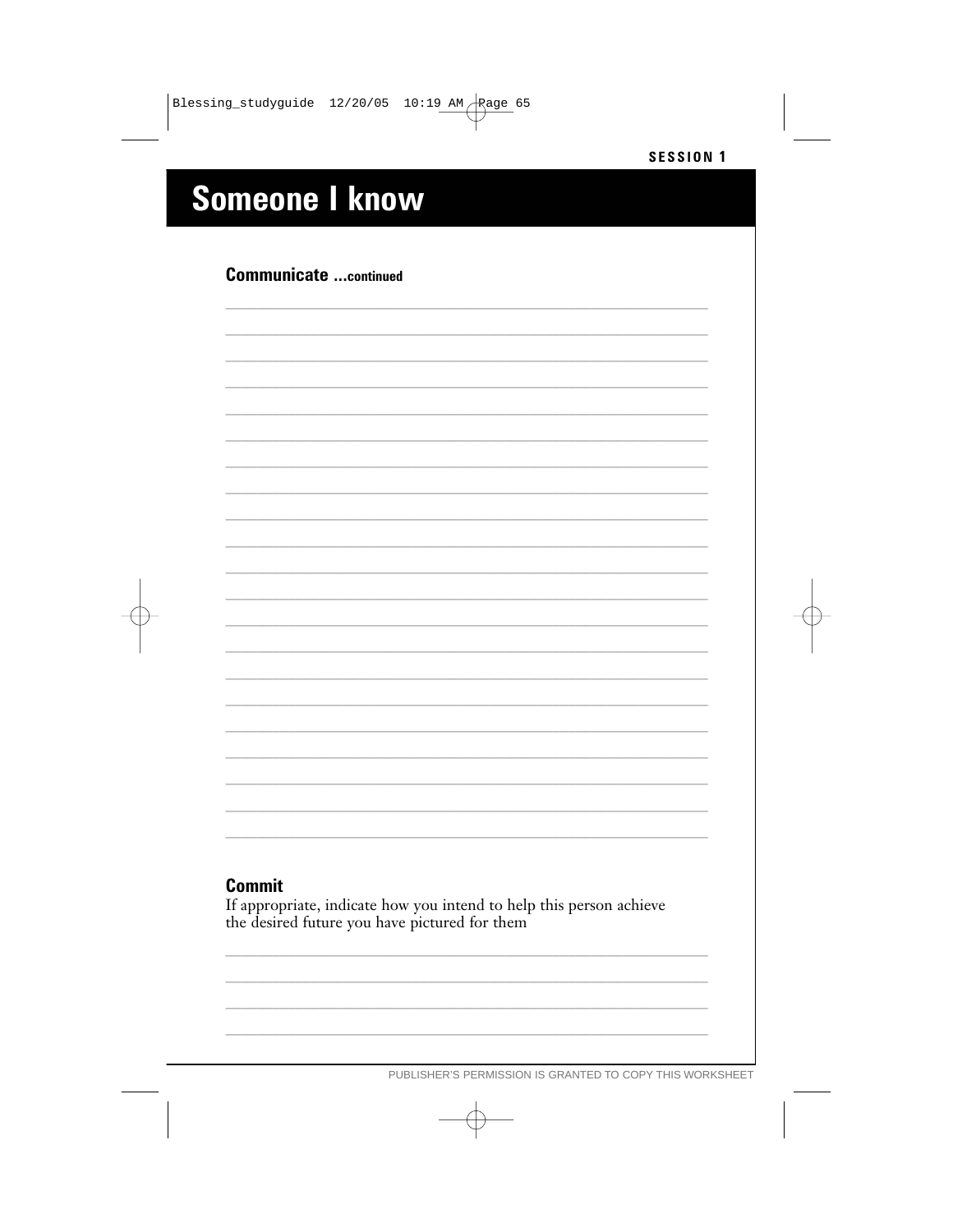SESSION 1

# Someone I know

### Communicate ...continued

### Commit

If appropriate, indicate how you intend to help this person achieve the desired future you have pictured for them

PUBLISHER'S PERMISSION IS GRANTED TO COPY THIS WORKSHEET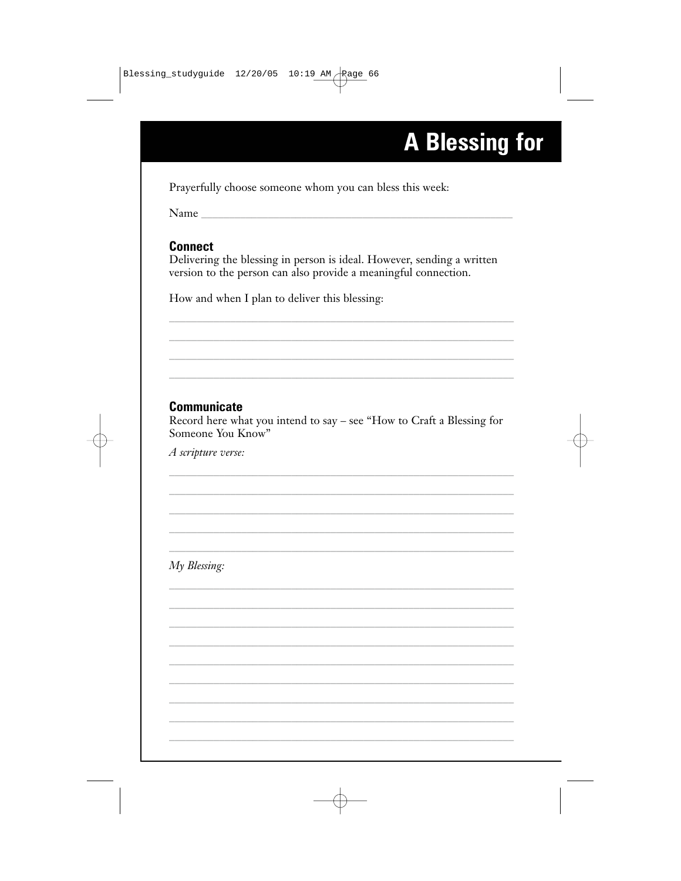# A Blessing for

Prayerfully choose someone whom you can bless this week:

Name ____________________________________________

## Connect

Delivering the blessing in person is ideal. However, sending a written version to the person can also provide a meaningful connection.

How and when I plan to deliver this blessing:

______________________________________________________

______________________________________________________

______________________________________________________

______________________________________________________

## Communicate

Record here what you intend to say – see "How to Craft a Blessing for Someone You Know"

*A scripture verse:*

______________________________________________________

______________________________________________________

______________________________________________________

______________________________________________________

______________________________________________________

*My Blessing:*

______________________________________________________

______________________________________________________

______________________________________________________

______________________________________________________

______________________________________________________

______________________________________________________

______________________________________________________

______________________________________________________

______________________________________________________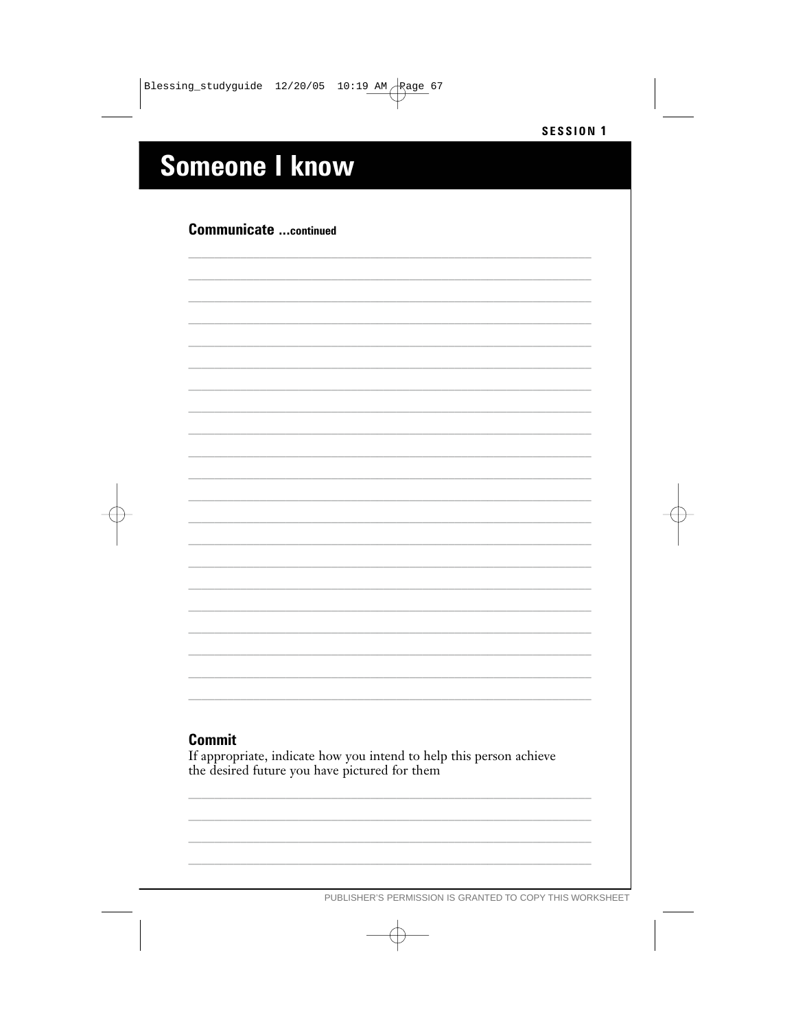## Someone I know

### Communicate ...continued

### Commit

If appropriate, indicate how you intend to help this person achieve the desired future you have pictured for them

PUBLISHER'S PERMISSION IS GRANTED TO COPY THIS WORKSHEET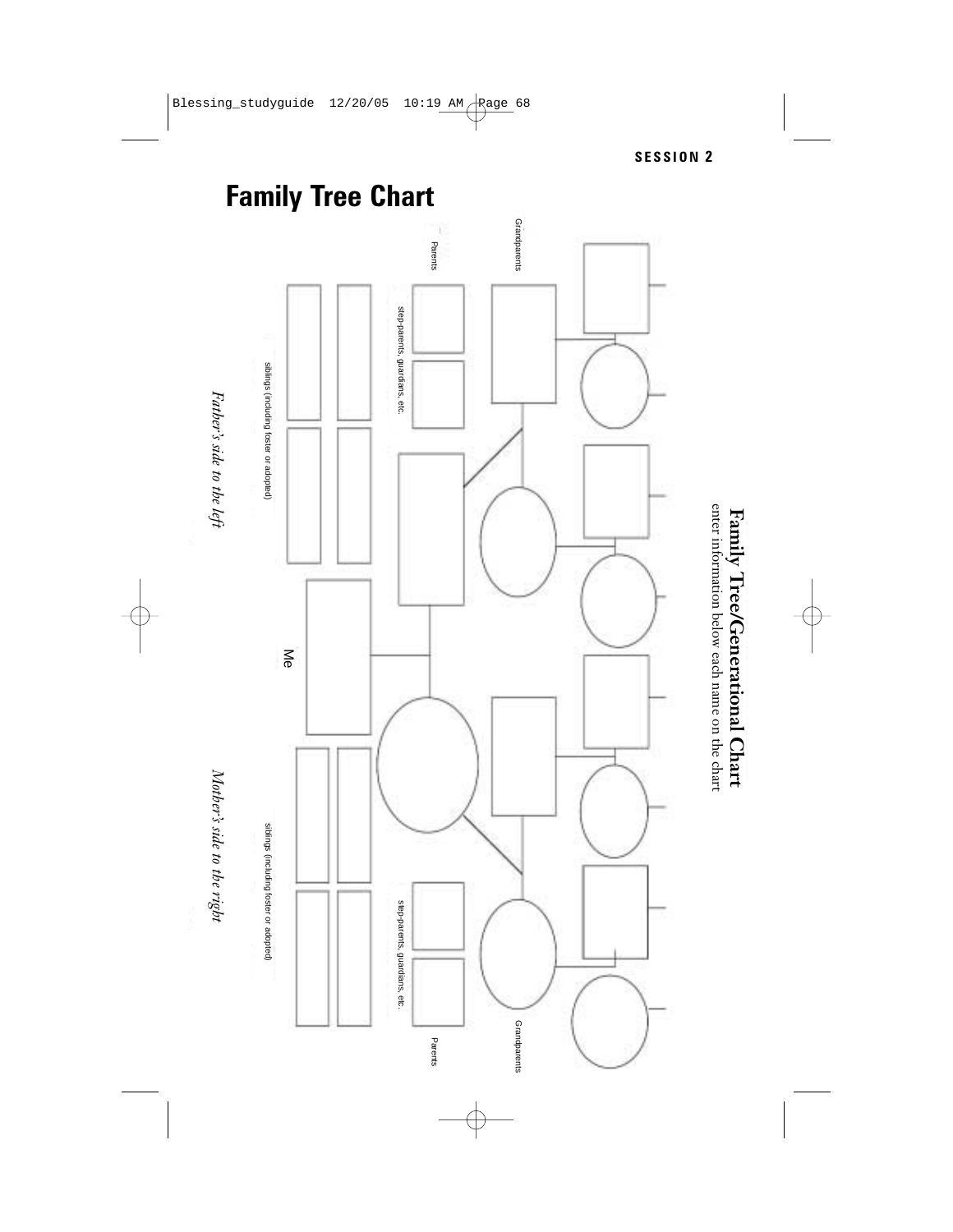# Family Tree Chart

## Family Tree/Generational Chart

enter information below each name on the chart

Grandparents

Parents

step-parents, guardians, etc.

siblings (including foster or adopted)

Me

Grandparents

Parents

step-parents, guardians, etc.

siblings (including foster or adopted)

*Father's side to the left*

*Mother's side to the right*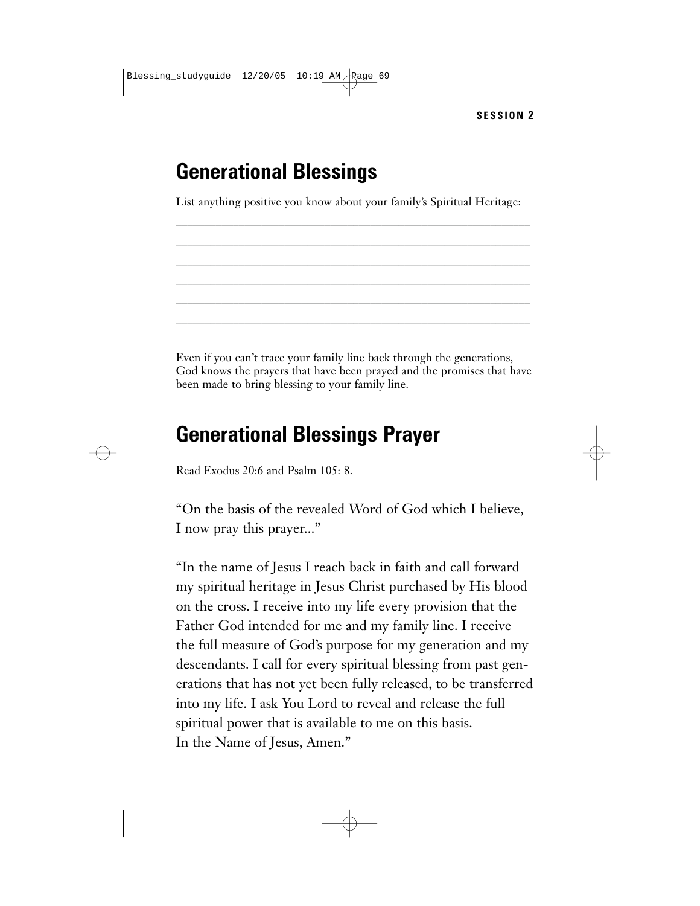## Generational Blessings

List anything positive you know about your family's Spiritual Heritage:

\_\_\_\_\_\_\_\_\_\_\_\_\_\_\_\_\_\_\_\_\_\_\_\_\_\_\_\_\_\_\_\_\_\_\_\_\_\_\_\_\_\_\_\_\_\_\_\_\_\_\_\_\_\_

\_\_\_\_\_\_\_\_\_\_\_\_\_\_\_\_\_\_\_\_\_\_\_\_\_\_\_\_\_\_\_\_\_\_\_\_\_\_\_\_\_\_\_\_\_\_\_\_\_\_\_\_\_\_

\_\_\_\_\_\_\_\_\_\_\_\_\_\_\_\_\_\_\_\_\_\_\_\_\_\_\_\_\_\_\_\_\_\_\_\_\_\_\_\_\_\_\_\_\_\_\_\_\_\_\_\_\_\_

\_\_\_\_\_\_\_\_\_\_\_\_\_\_\_\_\_\_\_\_\_\_\_\_\_\_\_\_\_\_\_\_\_\_\_\_\_\_\_\_\_\_\_\_\_\_\_\_\_\_\_\_\_\_

\_\_\_\_\_\_\_\_\_\_\_\_\_\_\_\_\_\_\_\_\_\_\_\_\_\_\_\_\_\_\_\_\_\_\_\_\_\_\_\_\_\_\_\_\_\_\_\_\_\_\_\_\_\_

\_\_\_\_\_\_\_\_\_\_\_\_\_\_\_\_\_\_\_\_\_\_\_\_\_\_\_\_\_\_\_\_\_\_\_\_\_\_\_\_\_\_\_\_\_\_\_\_\_\_\_\_\_\_

Even if you can't trace your family line back through the generations, God knows the prayers that have been prayed and the promises that have been made to bring blessing to your family line.

## Generational Blessings Prayer

Read Exodus 20:6 and Psalm 105: 8.

"On the basis of the revealed Word of God which I believe, I now pray this prayer..."

"In the name of Jesus I reach back in faith and call forward my spiritual heritage in Jesus Christ purchased by His blood on the cross. I receive into my life every provision that the Father God intended for me and my family line. I receive the full measure of God's purpose for my generation and my descendants. I call for every spiritual blessing from past generations that has not yet been fully released, to be transferred into my life. I ask You Lord to reveal and release the full spiritual power that is available to me on this basis.
In the Name of Jesus, Amen."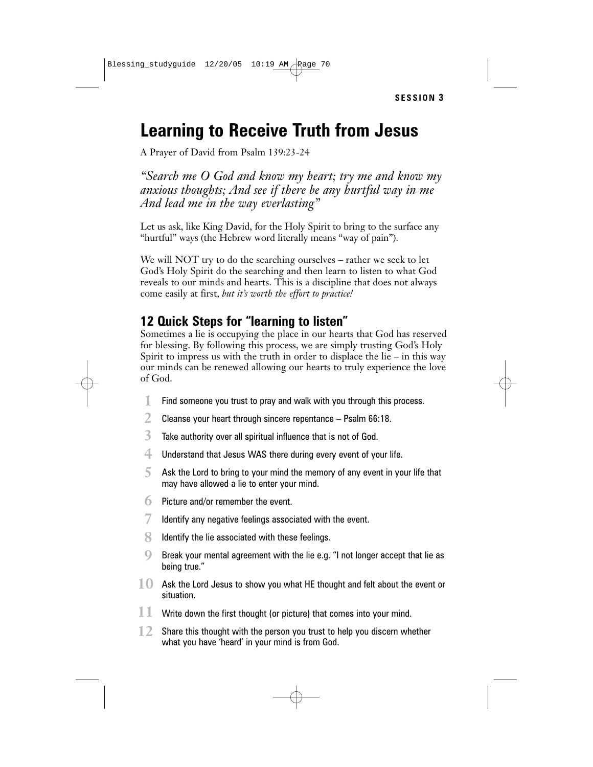**SESSION 3**

# Learning to Receive Truth from Jesus

A Prayer of David from Psalm 139:23-24

*"Search me O God and know my heart; try me and know my anxious thoughts; And see if there be any hurtful way in me And lead me in the way everlasting"*

Let us ask, like King David, for the Holy Spirit to bring to the surface any "hurtful" ways (the Hebrew word literally means "way of pain").

We will NOT try to do the searching ourselves – rather we seek to let God's Holy Spirit do the searching and then learn to listen to what God reveals to our minds and hearts. This is a discipline that does not always come easily at first, *but it's worth the effort to practice!*

## 12 Quick Steps for "learning to listen"

Sometimes a lie is occupying the place in our hearts that God has reserved for blessing. By following this process, we are simply trusting God's Holy Spirit to impress us with the truth in order to displace the lie – in this way our minds can be renewed allowing our hearts to truly experience the love of God.

1. Find someone you trust to pray and walk with you through this process.
2. Cleanse your heart through sincere repentance – Psalm 66:18.
3. Take authority over all spiritual influence that is not of God.
4. Understand that Jesus WAS there during every event of your life.
5. Ask the Lord to bring to your mind the memory of any event in your life that may have allowed a lie to enter your mind.
6. Picture and/or remember the event.
7. Identify any negative feelings associated with the event.
8. Identify the lie associated with these feelings.
9. Break your mental agreement with the lie e.g. "I not longer accept that lie as being true."
10. Ask the Lord Jesus to show you what HE thought and felt about the event or situation.
11. Write down the first thought (or picture) that comes into your mind.
12. Share this thought with the person you trust to help you discern whether what you have 'heard' in your mind is from God.